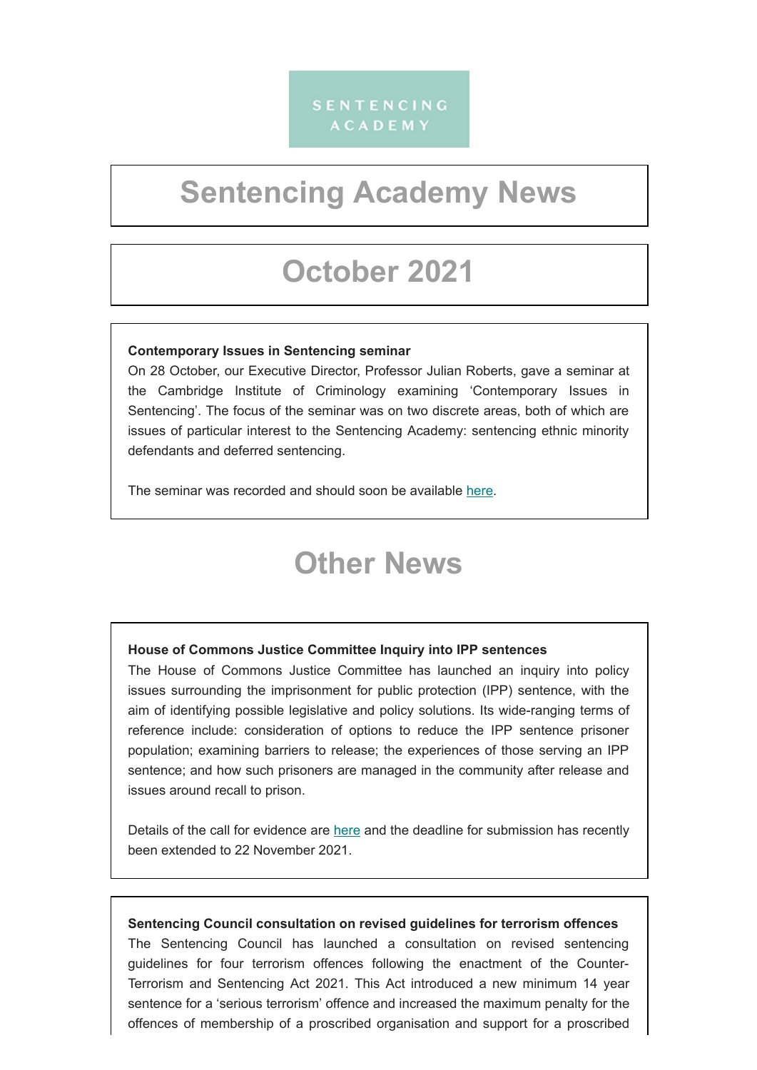SENTENCING ACADEMY

# Sentencing Academy News

## October 2021

**Contemporary Issues in Sentencing seminar**

On 28 October, our Executive Director, Professor Julian Roberts, gave a seminar at the Cambridge Institute of Criminology examining 'Contemporary Issues in Sentencing'. The focus of the seminar was on two discrete areas, both of which are issues of particular interest to the Sentencing Academy: sentencing ethnic minority defendants and deferred sentencing.

The seminar was recorded and should soon be available here.

## Other News

**House of Commons Justice Committee Inquiry into IPP sentences**

The House of Commons Justice Committee has launched an inquiry into policy issues surrounding the imprisonment for public protection (IPP) sentence, with the aim of identifying possible legislative and policy solutions. Its wide-ranging terms of reference include: consideration of options to reduce the IPP sentence prisoner population; examining barriers to release; the experiences of those serving an IPP sentence; and how such prisoners are managed in the community after release and issues around recall to prison.

Details of the call for evidence are here and the deadline for submission has recently been extended to 22 November 2021.

**Sentencing Council consultation on revised guidelines for terrorism offences**

The Sentencing Council has launched a consultation on revised sentencing guidelines for four terrorism offences following the enactment of the Counter-Terrorism and Sentencing Act 2021. This Act introduced a new minimum 14 year sentence for a 'serious terrorism' offence and increased the maximum penalty for the offences of membership of a proscribed organisation and support for a proscribed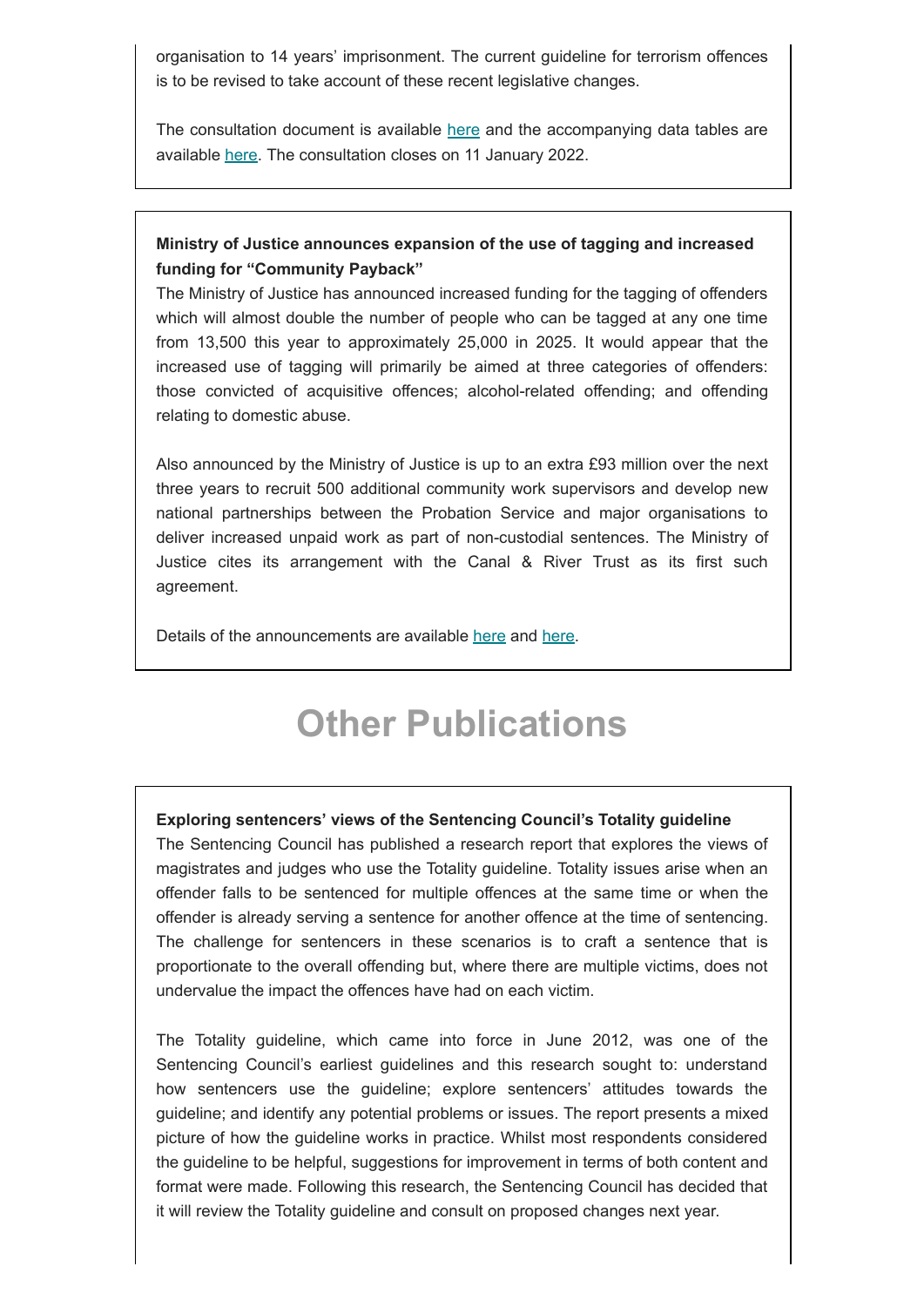organisation to 14 years' imprisonment. The current guideline for terrorism offences is to be revised to take account of these recent legislative changes.

The consultation document is available here and the accompanying data tables are available here. The consultation closes on 11 January 2022.

**Ministry of Justice announces expansion of the use of tagging and increased funding for "Community Payback"**

The Ministry of Justice has announced increased funding for the tagging of offenders which will almost double the number of people who can be tagged at any one time from 13,500 this year to approximately 25,000 in 2025. It would appear that the increased use of tagging will primarily be aimed at three categories of offenders: those convicted of acquisitive offences; alcohol-related offending; and offending relating to domestic abuse.

Also announced by the Ministry of Justice is up to an extra £93 million over the next three years to recruit 500 additional community work supervisors and develop new national partnerships between the Probation Service and major organisations to deliver increased unpaid work as part of non-custodial sentences. The Ministry of Justice cites its arrangement with the Canal & River Trust as its first such agreement.

Details of the announcements are available here and here.

# Other Publications

**Exploring sentencers' views of the Sentencing Council's Totality guideline**

The Sentencing Council has published a research report that explores the views of magistrates and judges who use the Totality guideline. Totality issues arise when an offender falls to be sentenced for multiple offences at the same time or when the offender is already serving a sentence for another offence at the time of sentencing. The challenge for sentencers in these scenarios is to craft a sentence that is proportionate to the overall offending but, where there are multiple victims, does not undervalue the impact the offences have had on each victim.

The Totality guideline, which came into force in June 2012, was one of the Sentencing Council's earliest guidelines and this research sought to: understand how sentencers use the guideline; explore sentencers' attitudes towards the guideline; and identify any potential problems or issues. The report presents a mixed picture of how the guideline works in practice. Whilst most respondents considered the guideline to be helpful, suggestions for improvement in terms of both content and format were made. Following this research, the Sentencing Council has decided that it will review the Totality guideline and consult on proposed changes next year.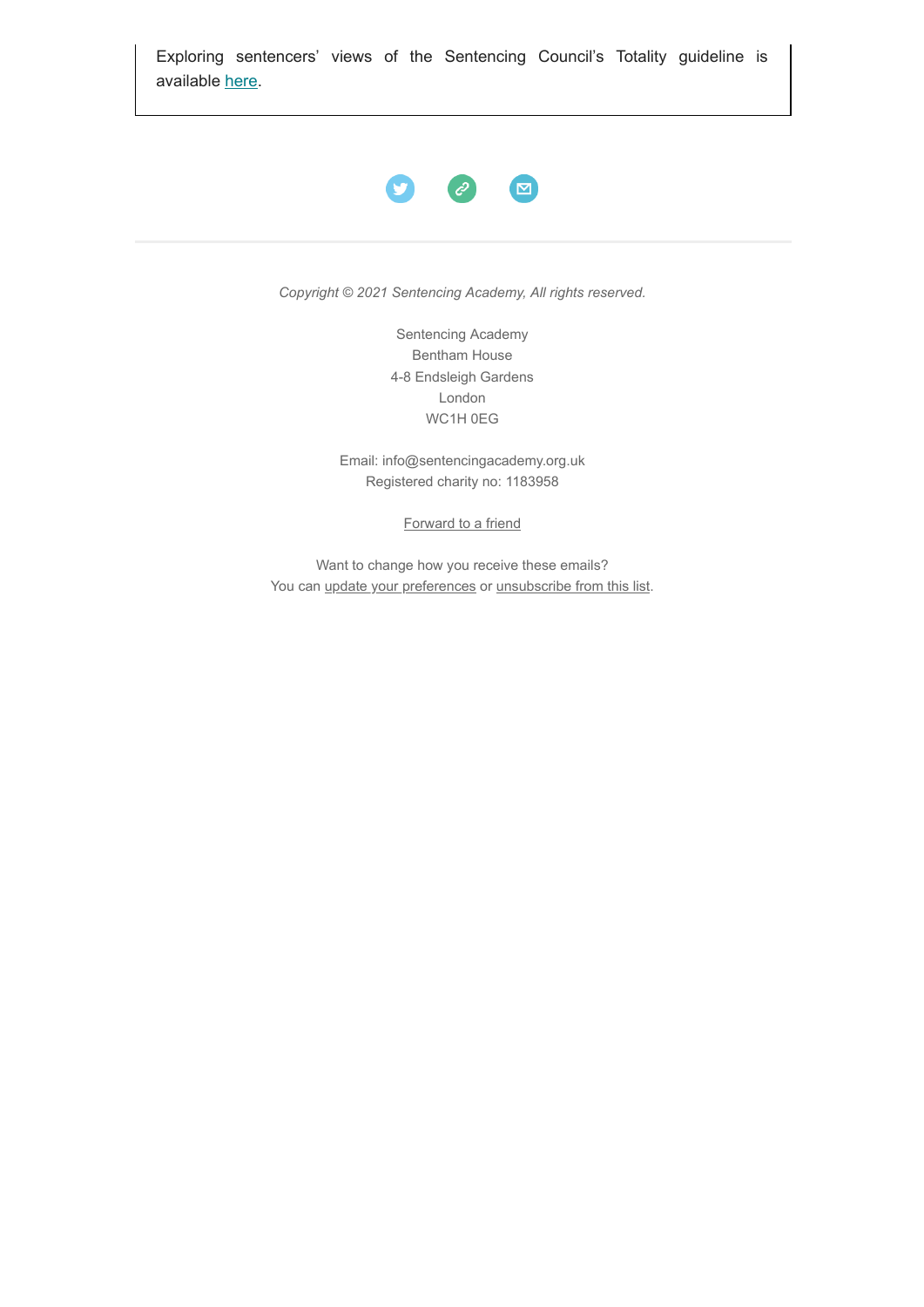Exploring sentencers' views of the Sentencing Council's Totality guideline is available here.

*Copyright © 2021 Sentencing Academy, All rights reserved.*

Sentencing Academy
Bentham House
4-8 Endsleigh Gardens
London
WC1H 0EG

Email: info@sentencingacademy.org.uk
Registered charity no: 1183958

Forward to a friend

Want to change how you receive these emails?
You can update your preferences or unsubscribe from this list.